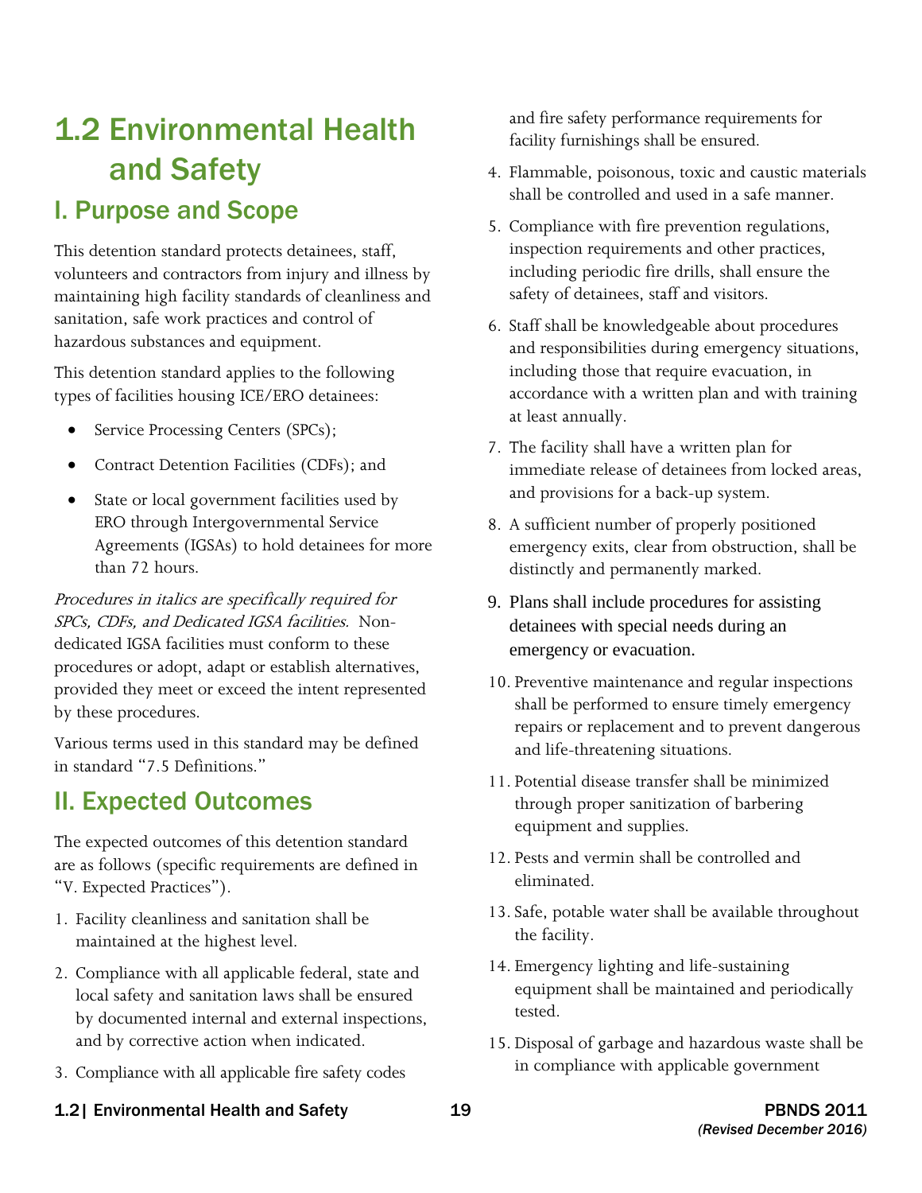# 1.2 Environmental Health and Safety

## I. Purpose and Scope

This detention standard protects detainees, staff, volunteers and contractors from injury and illness by maintaining high facility standards of cleanliness and sanitation, safe work practices and control of hazardous substances and equipment.

This detention standard applies to the following types of facilities housing ICE/ERO detainees:

- Service Processing Centers (SPCs);
- Contract Detention Facilities (CDFs); and
- State or local government facilities used by ERO through Intergovernmental Service Agreements (IGSAs) to hold detainees for more than 72 hours.

*Procedures in italics are specifically required for SPCs, CDFs, and Dedicated IGSA facilities.* Non-dedicated IGSA facilities must conform to these procedures or adopt, adapt or establish alternatives, provided they meet or exceed the intent represented by these procedures.

Various terms used in this standard may be defined in standard "7.5 Definitions."

## II. Expected Outcomes

The expected outcomes of this detention standard are as follows (specific requirements are defined in "V. Expected Practices").

1. Facility cleanliness and sanitation shall be maintained at the highest level.
2. Compliance with all applicable federal, state and local safety and sanitation laws shall be ensured by documented internal and external inspections, and by corrective action when indicated.
3. Compliance with all applicable fire safety codes and fire safety performance requirements for facility furnishings shall be ensured.
4. Flammable, poisonous, toxic and caustic materials shall be controlled and used in a safe manner.
5. Compliance with fire prevention regulations, inspection requirements and other practices, including periodic fire drills, shall ensure the safety of detainees, staff and visitors.
6. Staff shall be knowledgeable about procedures and responsibilities during emergency situations, including those that require evacuation, in accordance with a written plan and with training at least annually.
7. The facility shall have a written plan for immediate release of detainees from locked areas, and provisions for a back-up system.
8. A sufficient number of properly positioned emergency exits, clear from obstruction, shall be distinctly and permanently marked.
9. Plans shall include procedures for assisting detainees with special needs during an emergency or evacuation.
10. Preventive maintenance and regular inspections shall be performed to ensure timely emergency repairs or replacement and to prevent dangerous and life-threatening situations.
11. Potential disease transfer shall be minimized through proper sanitization of barbering equipment and supplies.
12. Pests and vermin shall be controlled and eliminated.
13. Safe, potable water shall be available throughout the facility.
14. Emergency lighting and life-sustaining equipment shall be maintained and periodically tested.
15. Disposal of garbage and hazardous waste shall be in compliance with applicable government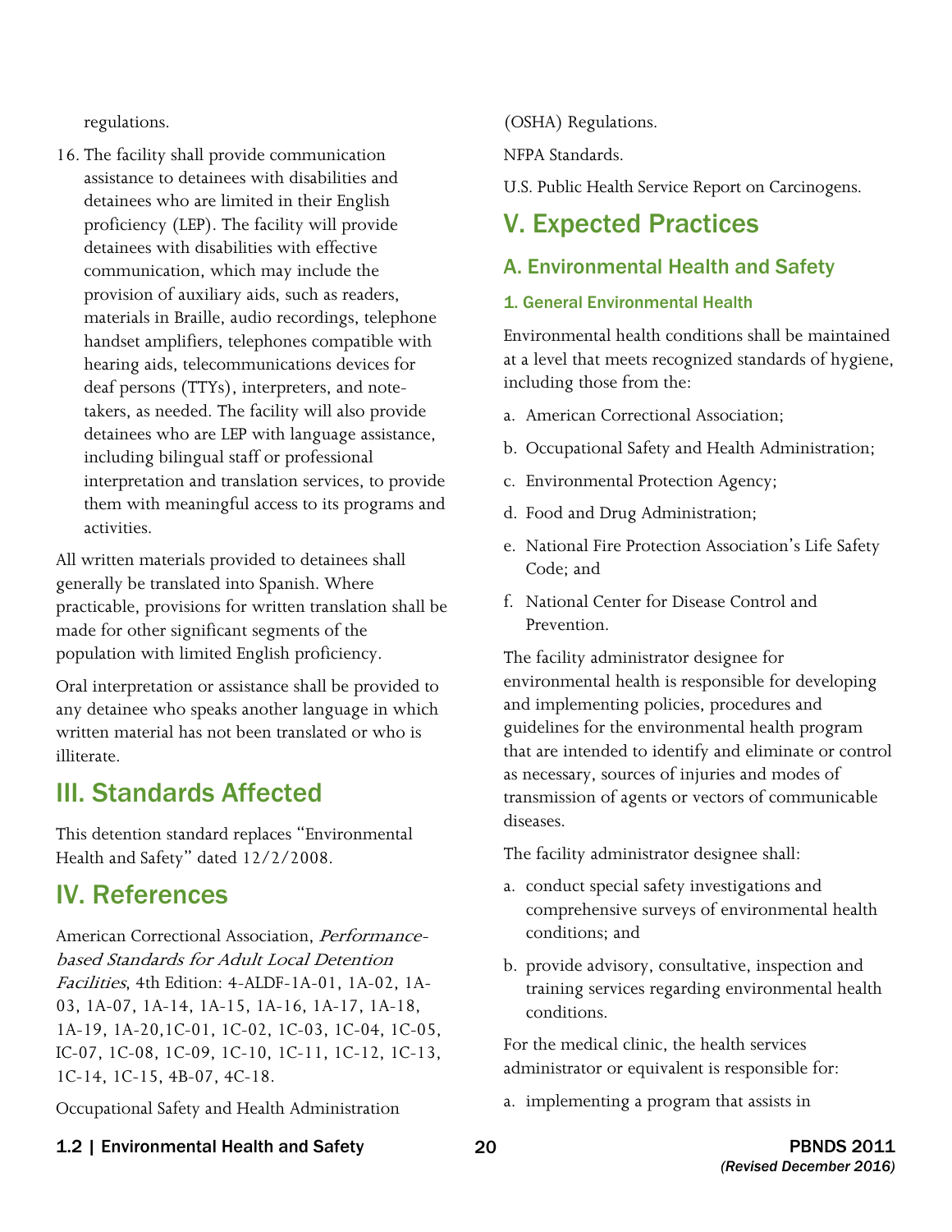regulations.

16. The facility shall provide communication assistance to detainees with disabilities and detainees who are limited in their English proficiency (LEP). The facility will provide detainees with disabilities with effective communication, which may include the provision of auxiliary aids, such as readers, materials in Braille, audio recordings, telephone handset amplifiers, telephones compatible with hearing aids, telecommunications devices for deaf persons (TTYs), interpreters, and note-takers, as needed. The facility will also provide detainees who are LEP with language assistance, including bilingual staff or professional interpretation and translation services, to provide them with meaningful access to its programs and activities.

All written materials provided to detainees shall generally be translated into Spanish. Where practicable, provisions for written translation shall be made for other significant segments of the population with limited English proficiency.

Oral interpretation or assistance shall be provided to any detainee who speaks another language in which written material has not been translated or who is illiterate.

# III. Standards Affected

This detention standard replaces "Environmental Health and Safety" dated 12/2/2008.

# IV. References

American Correctional Association, *Performance-based Standards for Adult Local Detention Facilities*, 4th Edition: 4-ALDF-1A-01, 1A-02, 1A-03, 1A-07, 1A-14, 1A-15, 1A-16, 1A-17, 1A-18, 1A-19, 1A-20,1C-01, 1C-02, 1C-03, 1C-04, 1C-05, IC-07, 1C-08, 1C-09, 1C-10, 1C-11, 1C-12, 1C-13, 1C-14, 1C-15, 4B-07, 4C-18.

Occupational Safety and Health Administration (OSHA) Regulations.

NFPA Standards.

U.S. Public Health Service Report on Carcinogens.

# V. Expected Practices

## A. Environmental Health and Safety

### 1. General Environmental Health

Environmental health conditions shall be maintained at a level that meets recognized standards of hygiene, including those from the:

a. American Correctional Association;

b. Occupational Safety and Health Administration;

c. Environmental Protection Agency;

d. Food and Drug Administration;

e. National Fire Protection Association's Life Safety Code; and

f. National Center for Disease Control and Prevention.

The facility administrator designee for environmental health is responsible for developing and implementing policies, procedures and guidelines for the environmental health program that are intended to identify and eliminate or control as necessary, sources of injuries and modes of transmission of agents or vectors of communicable diseases.

The facility administrator designee shall:

a. conduct special safety investigations and comprehensive surveys of environmental health conditions; and

b. provide advisory, consultative, inspection and training services regarding environmental health conditions.

For the medical clinic, the health services administrator or equivalent is responsible for:

a. implementing a program that assists in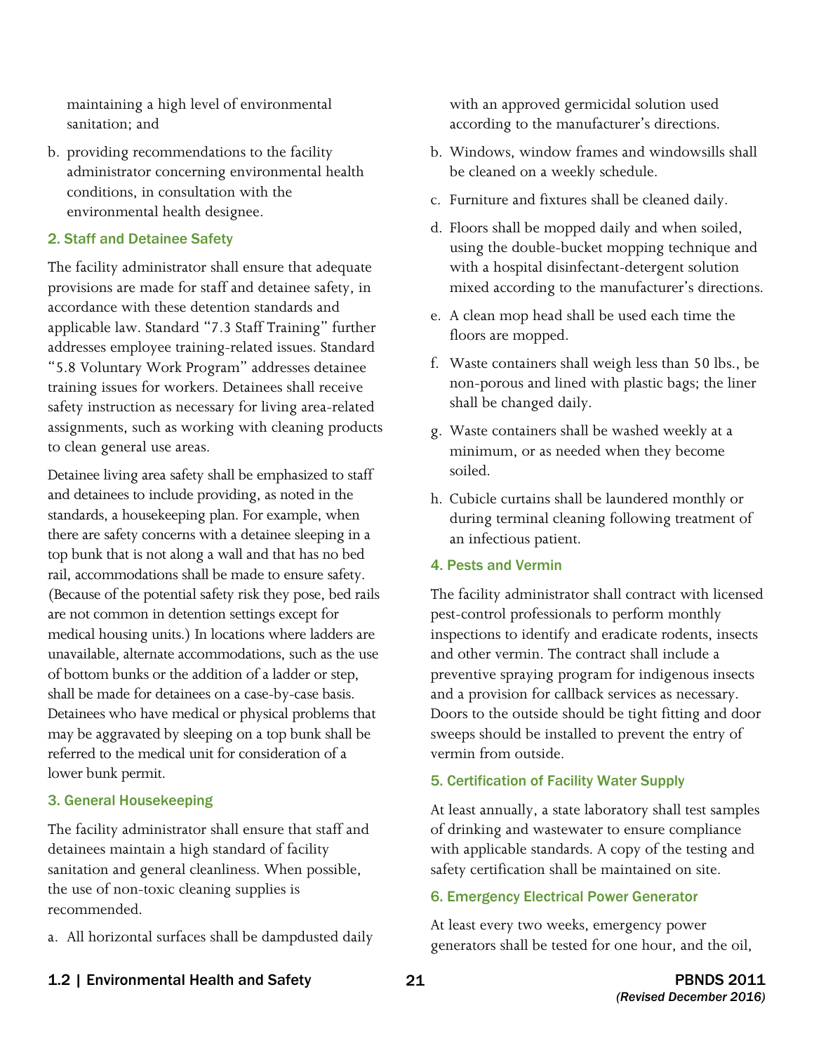maintaining a high level of environmental sanitation; and

b. providing recommendations to the facility administrator concerning environmental health conditions, in consultation with the environmental health designee.

### 2. Staff and Detainee Safety

The facility administrator shall ensure that adequate provisions are made for staff and detainee safety, in accordance with these detention standards and applicable law. Standard "7.3 Staff Training" further addresses employee training-related issues. Standard "5.8 Voluntary Work Program" addresses detainee training issues for workers. Detainees shall receive safety instruction as necessary for living area-related assignments, such as working with cleaning products to clean general use areas.

Detainee living area safety shall be emphasized to staff and detainees to include providing, as noted in the standards, a housekeeping plan. For example, when there are safety concerns with a detainee sleeping in a top bunk that is not along a wall and that has no bed rail, accommodations shall be made to ensure safety. (Because of the potential safety risk they pose, bed rails are not common in detention settings except for medical housing units.) In locations where ladders are unavailable, alternate accommodations, such as the use of bottom bunks or the addition of a ladder or step, shall be made for detainees on a case-by-case basis. Detainees who have medical or physical problems that may be aggravated by sleeping on a top bunk shall be referred to the medical unit for consideration of a lower bunk permit.

### 3. General Housekeeping

The facility administrator shall ensure that staff and detainees maintain a high standard of facility sanitation and general cleanliness. When possible, the use of non-toxic cleaning supplies is recommended.

a. All horizontal surfaces shall be dampdusted daily with an approved germicidal solution used according to the manufacturer's directions.

b. Windows, window frames and windowsills shall be cleaned on a weekly schedule.

c. Furniture and fixtures shall be cleaned daily.

d. Floors shall be mopped daily and when soiled, using the double-bucket mopping technique and with a hospital disinfectant-detergent solution mixed according to the manufacturer's directions.

e. A clean mop head shall be used each time the floors are mopped.

f. Waste containers shall weigh less than 50 lbs., be non-porous and lined with plastic bags; the liner shall be changed daily.

g. Waste containers shall be washed weekly at a minimum, or as needed when they become soiled.

h. Cubicle curtains shall be laundered monthly or during terminal cleaning following treatment of an infectious patient.

### 4. Pests and Vermin

The facility administrator shall contract with licensed pest-control professionals to perform monthly inspections to identify and eradicate rodents, insects and other vermin. The contract shall include a preventive spraying program for indigenous insects and a provision for callback services as necessary. Doors to the outside should be tight fitting and door sweeps should be installed to prevent the entry of vermin from outside.

### 5. Certification of Facility Water Supply

At least annually, a state laboratory shall test samples of drinking and wastewater to ensure compliance with applicable standards. A copy of the testing and safety certification shall be maintained on site.

### 6. Emergency Electrical Power Generator

At least every two weeks, emergency power generators shall be tested for one hour, and the oil,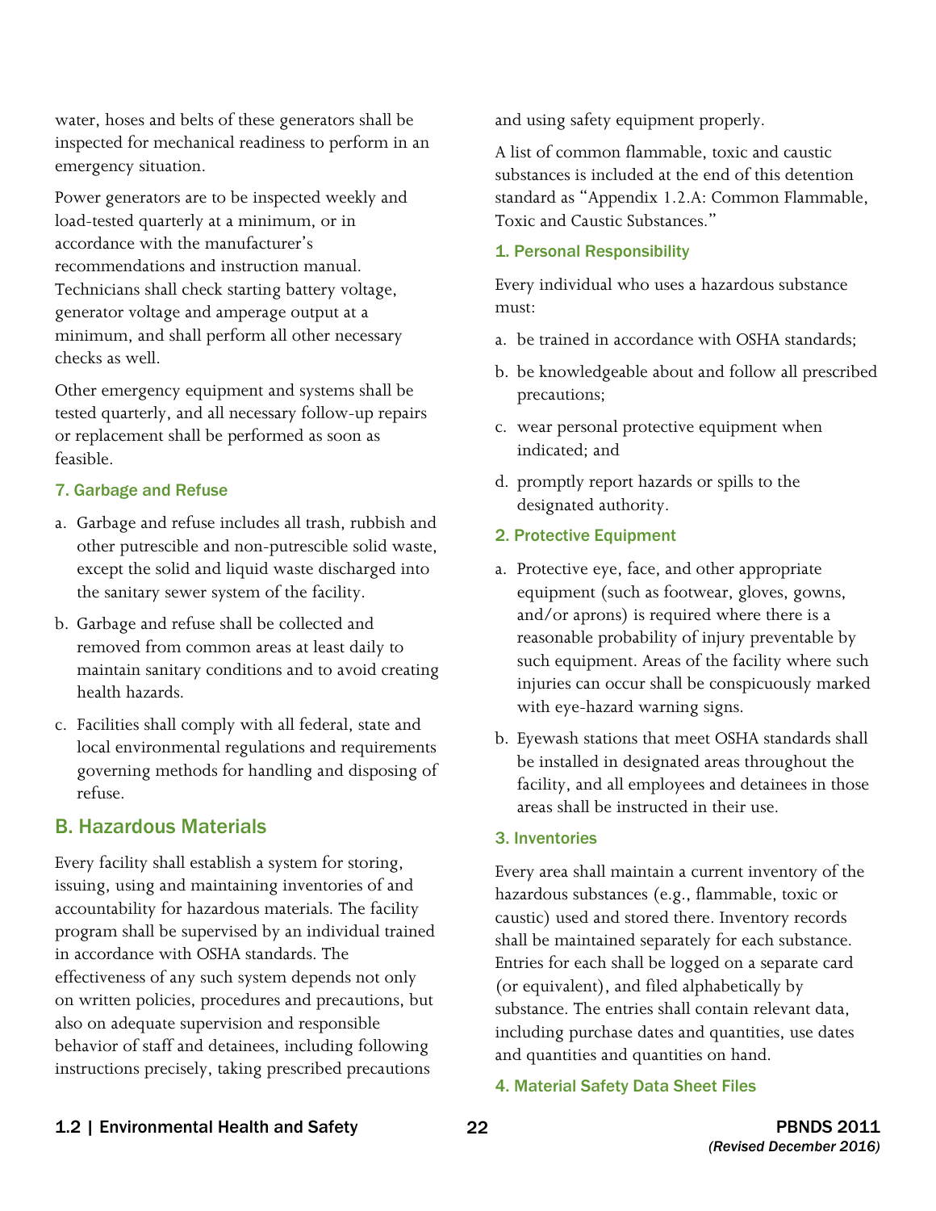water, hoses and belts of these generators shall be inspected for mechanical readiness to perform in an emergency situation.

Power generators are to be inspected weekly and load-tested quarterly at a minimum, or in accordance with the manufacturer's recommendations and instruction manual. Technicians shall check starting battery voltage, generator voltage and amperage output at a minimum, and shall perform all other necessary checks as well.

Other emergency equipment and systems shall be tested quarterly, and all necessary follow-up repairs or replacement shall be performed as soon as feasible.

#### 7. Garbage and Refuse

a. Garbage and refuse includes all trash, rubbish and other putrescible and non-putrescible solid waste, except the solid and liquid waste discharged into the sanitary sewer system of the facility.

b. Garbage and refuse shall be collected and removed from common areas at least daily to maintain sanitary conditions and to avoid creating health hazards.

c. Facilities shall comply with all federal, state and local environmental regulations and requirements governing methods for handling and disposing of refuse.

### B. Hazardous Materials

Every facility shall establish a system for storing, issuing, using and maintaining inventories of and accountability for hazardous materials. The facility program shall be supervised by an individual trained in accordance with OSHA standards. The effectiveness of any such system depends not only on written policies, procedures and precautions, but also on adequate supervision and responsible behavior of staff and detainees, including following instructions precisely, taking prescribed precautions and using safety equipment properly.

A list of common flammable, toxic and caustic substances is included at the end of this detention standard as "Appendix 1.2.A: Common Flammable, Toxic and Caustic Substances."

#### 1. Personal Responsibility

Every individual who uses a hazardous substance must:

a. be trained in accordance with OSHA standards;

b. be knowledgeable about and follow all prescribed precautions;

c. wear personal protective equipment when indicated; and

d. promptly report hazards or spills to the designated authority.

#### 2. Protective Equipment

a. Protective eye, face, and other appropriate equipment (such as footwear, gloves, gowns, and/or aprons) is required where there is a reasonable probability of injury preventable by such equipment. Areas of the facility where such injuries can occur shall be conspicuously marked with eye-hazard warning signs.

b. Eyewash stations that meet OSHA standards shall be installed in designated areas throughout the facility, and all employees and detainees in those areas shall be instructed in their use.

#### 3. Inventories

Every area shall maintain a current inventory of the hazardous substances (e.g., flammable, toxic or caustic) used and stored there. Inventory records shall be maintained separately for each substance. Entries for each shall be logged on a separate card (or equivalent), and filed alphabetically by substance. The entries shall contain relevant data, including purchase dates and quantities, use dates and quantities and quantities on hand.

#### 4. Material Safety Data Sheet Files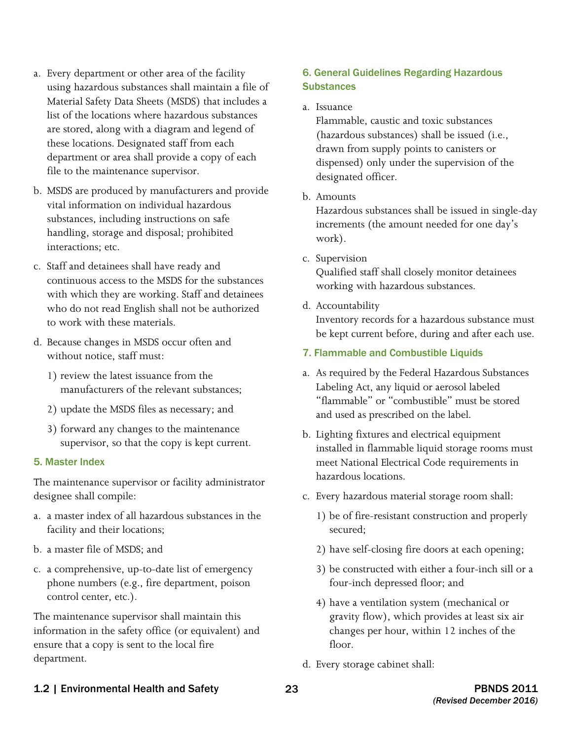a. Every department or other area of the facility using hazardous substances shall maintain a file of Material Safety Data Sheets (MSDS) that includes a list of the locations where hazardous substances are stored, along with a diagram and legend of these locations. Designated staff from each department or area shall provide a copy of each file to the maintenance supervisor.

b. MSDS are produced by manufacturers and provide vital information on individual hazardous substances, including instructions on safe handling, storage and disposal; prohibited interactions; etc.

c. Staff and detainees shall have ready and continuous access to the MSDS for the substances with which they are working. Staff and detainees who do not read English shall not be authorized to work with these materials.

d. Because changes in MSDS occur often and without notice, staff must:

   1) review the latest issuance from the manufacturers of the relevant substances;

   2) update the MSDS files as necessary; and

   3) forward any changes to the maintenance supervisor, so that the copy is kept current.

### 5. Master Index

The maintenance supervisor or facility administrator designee shall compile:

a. a master index of all hazardous substances in the facility and their locations;

b. a master file of MSDS; and

c. a comprehensive, up-to-date list of emergency phone numbers (e.g., fire department, poison control center, etc.).

The maintenance supervisor shall maintain this information in the safety office (or equivalent) and ensure that a copy is sent to the local fire department.

### 6. General Guidelines Regarding Hazardous Substances

a. Issuance
   Flammable, caustic and toxic substances (hazardous substances) shall be issued (i.e., drawn from supply points to canisters or dispensed) only under the supervision of the designated officer.

b. Amounts
   Hazardous substances shall be issued in single-day increments (the amount needed for one day's work).

c. Supervision
   Qualified staff shall closely monitor detainees working with hazardous substances.

d. Accountability
   Inventory records for a hazardous substance must be kept current before, during and after each use.

### 7. Flammable and Combustible Liquids

a. As required by the Federal Hazardous Substances Labeling Act, any liquid or aerosol labeled "flammable" or "combustible" must be stored and used as prescribed on the label.

b. Lighting fixtures and electrical equipment installed in flammable liquid storage rooms must meet National Electrical Code requirements in hazardous locations.

c. Every hazardous material storage room shall:

   1) be of fire-resistant construction and properly secured;

   2) have self-closing fire doors at each opening;

   3) be constructed with either a four-inch sill or a four-inch depressed floor; and

   4) have a ventilation system (mechanical or gravity flow), which provides at least six air changes per hour, within 12 inches of the floor.

d. Every storage cabinet shall: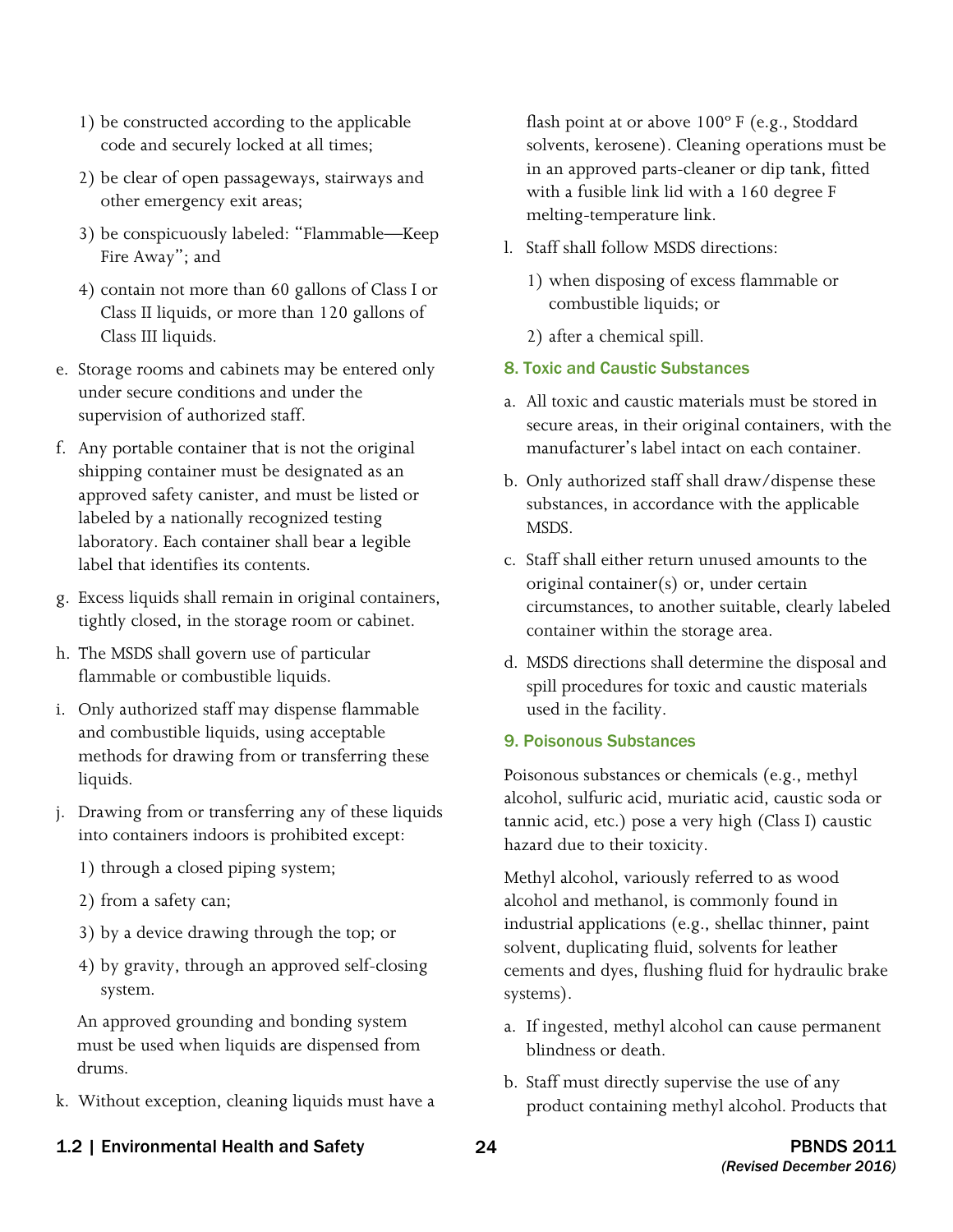1) be constructed according to the applicable code and securely locked at all times;

2) be clear of open passageways, stairways and other emergency exit areas;

3) be conspicuously labeled: "Flammable—Keep Fire Away"; and

4) contain not more than 60 gallons of Class I or Class II liquids, or more than 120 gallons of Class III liquids.

e. Storage rooms and cabinets may be entered only under secure conditions and under the supervision of authorized staff.

f. Any portable container that is not the original shipping container must be designated as an approved safety canister, and must be listed or labeled by a nationally recognized testing laboratory. Each container shall bear a legible label that identifies its contents.

g. Excess liquids shall remain in original containers, tightly closed, in the storage room or cabinet.

h. The MSDS shall govern use of particular flammable or combustible liquids.

i. Only authorized staff may dispense flammable and combustible liquids, using acceptable methods for drawing from or transferring these liquids.

j. Drawing from or transferring any of these liquids into containers indoors is prohibited except:

1) through a closed piping system;

2) from a safety can;

3) by a device drawing through the top; or

4) by gravity, through an approved self-closing system.

An approved grounding and bonding system must be used when liquids are dispensed from drums.

k. Without exception, cleaning liquids must have a flash point at or above 100° F (e.g., Stoddard solvents, kerosene). Cleaning operations must be in an approved parts-cleaner or dip tank, fitted with a fusible link lid with a 160 degree F melting-temperature link.

l. Staff shall follow MSDS directions:

1) when disposing of excess flammable or combustible liquids; or

2) after a chemical spill.

### 8. Toxic and Caustic Substances

a. All toxic and caustic materials must be stored in secure areas, in their original containers, with the manufacturer's label intact on each container.

b. Only authorized staff shall draw/dispense these substances, in accordance with the applicable MSDS.

c. Staff shall either return unused amounts to the original container(s) or, under certain circumstances, to another suitable, clearly labeled container within the storage area.

d. MSDS directions shall determine the disposal and spill procedures for toxic and caustic materials used in the facility.

### 9. Poisonous Substances

Poisonous substances or chemicals (e.g., methyl alcohol, sulfuric acid, muriatic acid, caustic soda or tannic acid, etc.) pose a very high (Class I) caustic hazard due to their toxicity.

Methyl alcohol, variously referred to as wood alcohol and methanol, is commonly found in industrial applications (e.g., shellac thinner, paint solvent, duplicating fluid, solvents for leather cements and dyes, flushing fluid for hydraulic brake systems).

a. If ingested, methyl alcohol can cause permanent blindness or death.

b. Staff must directly supervise the use of any product containing methyl alcohol. Products that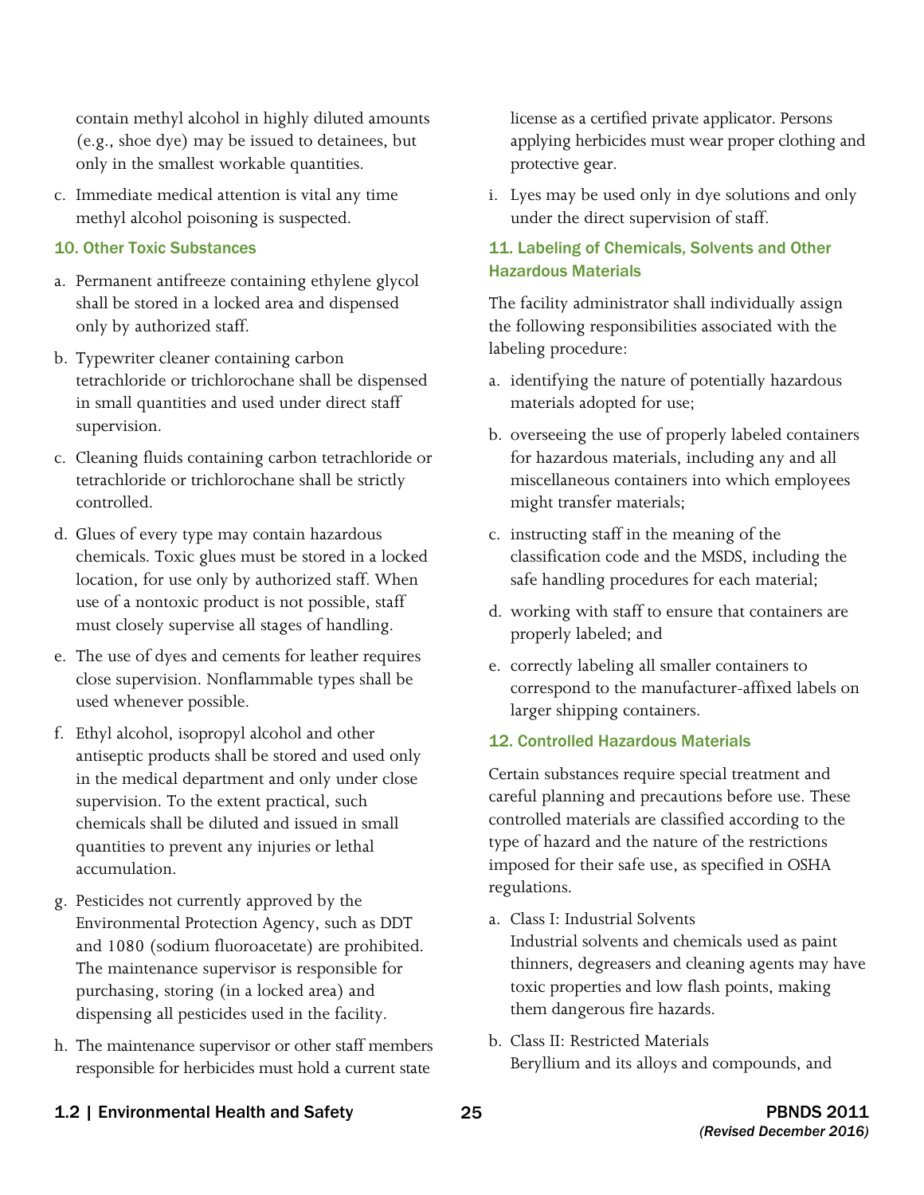contain methyl alcohol in highly diluted amounts (e.g., shoe dye) may be issued to detainees, but only in the smallest workable quantities.

c. Immediate medical attention is vital any time methyl alcohol poisoning is suspected.

### 10. Other Toxic Substances

a. Permanent antifreeze containing ethylene glycol shall be stored in a locked area and dispensed only by authorized staff.

b. Typewriter cleaner containing carbon tetrachloride or trichlorochane shall be dispensed in small quantities and used under direct staff supervision.

c. Cleaning fluids containing carbon tetrachloride or tetrachloride or trichlorochane shall be strictly controlled.

d. Glues of every type may contain hazardous chemicals. Toxic glues must be stored in a locked location, for use only by authorized staff. When use of a nontoxic product is not possible, staff must closely supervise all stages of handling.

e. The use of dyes and cements for leather requires close supervision. Nonflammable types shall be used whenever possible.

f. Ethyl alcohol, isopropyl alcohol and other antiseptic products shall be stored and used only in the medical department and only under close supervision. To the extent practical, such chemicals shall be diluted and issued in small quantities to prevent any injuries or lethal accumulation.

g. Pesticides not currently approved by the Environmental Protection Agency, such as DDT and 1080 (sodium fluoroacetate) are prohibited. The maintenance supervisor is responsible for purchasing, storing (in a locked area) and dispensing all pesticides used in the facility.

h. The maintenance supervisor or other staff members responsible for herbicides must hold a current state license as a certified private applicator. Persons applying herbicides must wear proper clothing and protective gear.

i. Lyes may be used only in dye solutions and only under the direct supervision of staff.

### 11. Labeling of Chemicals, Solvents and Other Hazardous Materials

The facility administrator shall individually assign the following responsibilities associated with the labeling procedure:

a. identifying the nature of potentially hazardous materials adopted for use;

b. overseeing the use of properly labeled containers for hazardous materials, including any and all miscellaneous containers into which employees might transfer materials;

c. instructing staff in the meaning of the classification code and the MSDS, including the safe handling procedures for each material;

d. working with staff to ensure that containers are properly labeled; and

e. correctly labeling all smaller containers to correspond to the manufacturer-affixed labels on larger shipping containers.

### 12. Controlled Hazardous Materials

Certain substances require special treatment and careful planning and precautions before use. These controlled materials are classified according to the type of hazard and the nature of the restrictions imposed for their safe use, as specified in OSHA regulations.

a. Class I: Industrial Solvents
   Industrial solvents and chemicals used as paint thinners, degreasers and cleaning agents may have toxic properties and low flash points, making them dangerous fire hazards.

b. Class II: Restricted Materials
   Beryllium and its alloys and compounds, and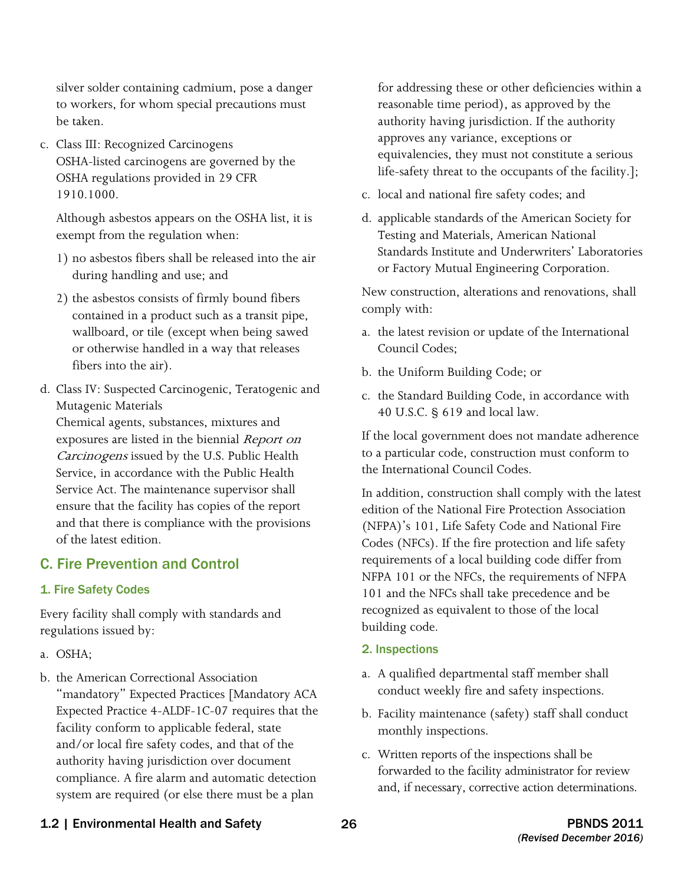silver solder containing cadmium, pose a danger to workers, for whom special precautions must be taken.

c. Class III: Recognized Carcinogens
   OSHA-listed carcinogens are governed by the OSHA regulations provided in 29 CFR 1910.1000.

   Although asbestos appears on the OSHA list, it is exempt from the regulation when:

   1) no asbestos fibers shall be released into the air during handling and use; and

   2) the asbestos consists of firmly bound fibers contained in a product such as a transit pipe, wallboard, or tile (except when being sawed or otherwise handled in a way that releases fibers into the air).

d. Class IV: Suspected Carcinogenic, Teratogenic and Mutagenic Materials
   Chemical agents, substances, mixtures and exposures are listed in the biennial *Report on Carcinogens* issued by the U.S. Public Health Service, in accordance with the Public Health Service Act. The maintenance supervisor shall ensure that the facility has copies of the report and that there is compliance with the provisions of the latest edition.

## C. Fire Prevention and Control

### 1. Fire Safety Codes

Every facility shall comply with standards and regulations issued by:

a. OSHA;

b. the American Correctional Association "mandatory" Expected Practices [Mandatory ACA Expected Practice 4-ALDF-1C-07 requires that the facility conform to applicable federal, state and/or local fire safety codes, and that of the authority having jurisdiction over document compliance. A fire alarm and automatic detection system are required (or else there must be a plan for addressing these or other deficiencies within a reasonable time period), as approved by the authority having jurisdiction. If the authority approves any variance, exceptions or equivalencies, they must not constitute a serious life-safety threat to the occupants of the facility.];

c. local and national fire safety codes; and

d. applicable standards of the American Society for Testing and Materials, American National Standards Institute and Underwriters' Laboratories or Factory Mutual Engineering Corporation.

New construction, alterations and renovations, shall comply with:

a. the latest revision or update of the International Council Codes;

b. the Uniform Building Code; or

c. the Standard Building Code, in accordance with 40 U.S.C. § 619 and local law.

If the local government does not mandate adherence to a particular code, construction must conform to the International Council Codes.

In addition, construction shall comply with the latest edition of the National Fire Protection Association (NFPA)'s 101, Life Safety Code and National Fire Codes (NFCs). If the fire protection and life safety requirements of a local building code differ from NFPA 101 or the NFCs, the requirements of NFPA 101 and the NFCs shall take precedence and be recognized as equivalent to those of the local building code.

### 2. Inspections

a. A qualified departmental staff member shall conduct weekly fire and safety inspections.

b. Facility maintenance (safety) staff shall conduct monthly inspections.

c. Written reports of the inspections shall be forwarded to the facility administrator for review and, if necessary, corrective action determinations.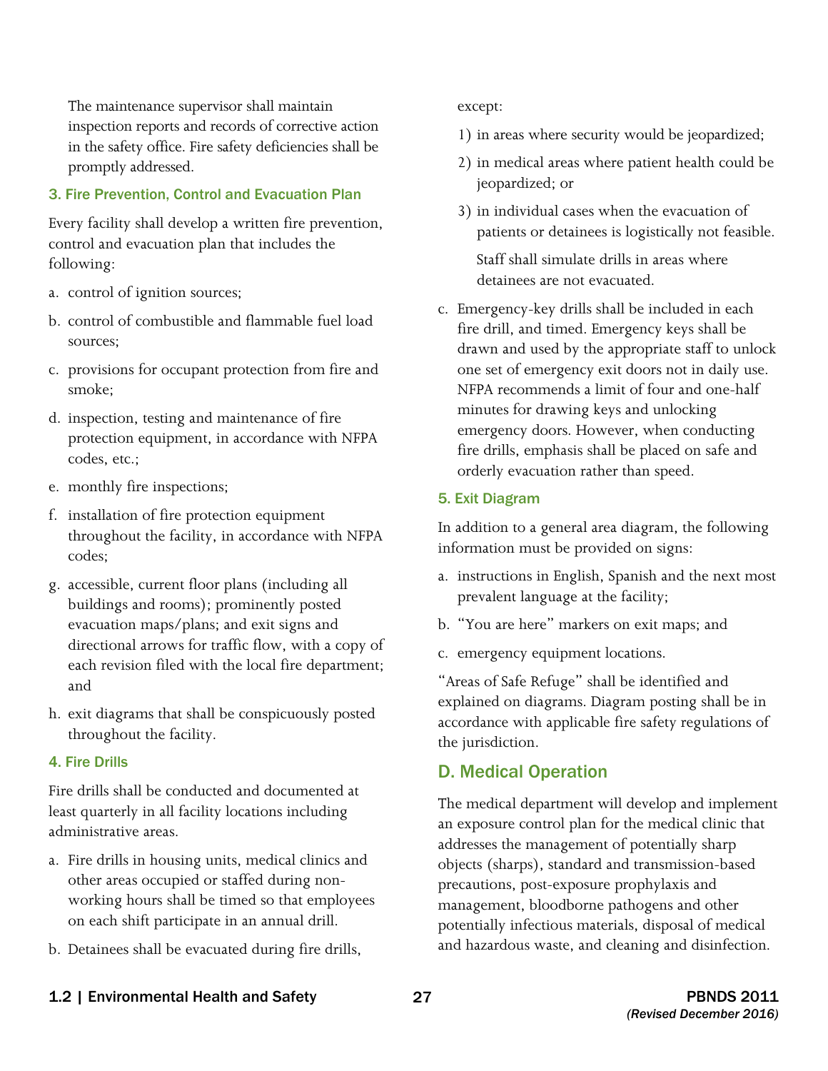The maintenance supervisor shall maintain inspection reports and records of corrective action in the safety office. Fire safety deficiencies shall be promptly addressed.

### 3. Fire Prevention, Control and Evacuation Plan

Every facility shall develop a written fire prevention, control and evacuation plan that includes the following:

a. control of ignition sources;

b. control of combustible and flammable fuel load sources;

c. provisions for occupant protection from fire and smoke;

d. inspection, testing and maintenance of fire protection equipment, in accordance with NFPA codes, etc.;

e. monthly fire inspections;

f. installation of fire protection equipment throughout the facility, in accordance with NFPA codes;

g. accessible, current floor plans (including all buildings and rooms); prominently posted evacuation maps/plans; and exit signs and directional arrows for traffic flow, with a copy of each revision filed with the local fire department; and

h. exit diagrams that shall be conspicuously posted throughout the facility.

### 4. Fire Drills

Fire drills shall be conducted and documented at least quarterly in all facility locations including administrative areas.

a. Fire drills in housing units, medical clinics and other areas occupied or staffed during non-working hours shall be timed so that employees on each shift participate in an annual drill.

b. Detainees shall be evacuated during fire drills, except:

   1) in areas where security would be jeopardized;

   2) in medical areas where patient health could be jeopardized; or

   3) in individual cases when the evacuation of patients or detainees is logistically not feasible.

   Staff shall simulate drills in areas where detainees are not evacuated.

c. Emergency-key drills shall be included in each fire drill, and timed. Emergency keys shall be drawn and used by the appropriate staff to unlock one set of emergency exit doors not in daily use. NFPA recommends a limit of four and one-half minutes for drawing keys and unlocking emergency doors. However, when conducting fire drills, emphasis shall be placed on safe and orderly evacuation rather than speed.

### 5. Exit Diagram

In addition to a general area diagram, the following information must be provided on signs:

a. instructions in English, Spanish and the next most prevalent language at the facility;

b. "You are here" markers on exit maps; and

c. emergency equipment locations.

"Areas of Safe Refuge" shall be identified and explained on diagrams. Diagram posting shall be in accordance with applicable fire safety regulations of the jurisdiction.

## D. Medical Operation

The medical department will develop and implement an exposure control plan for the medical clinic that addresses the management of potentially sharp objects (sharps), standard and transmission-based precautions, post-exposure prophylaxis and management, bloodborne pathogens and other potentially infectious materials, disposal of medical and hazardous waste, and cleaning and disinfection.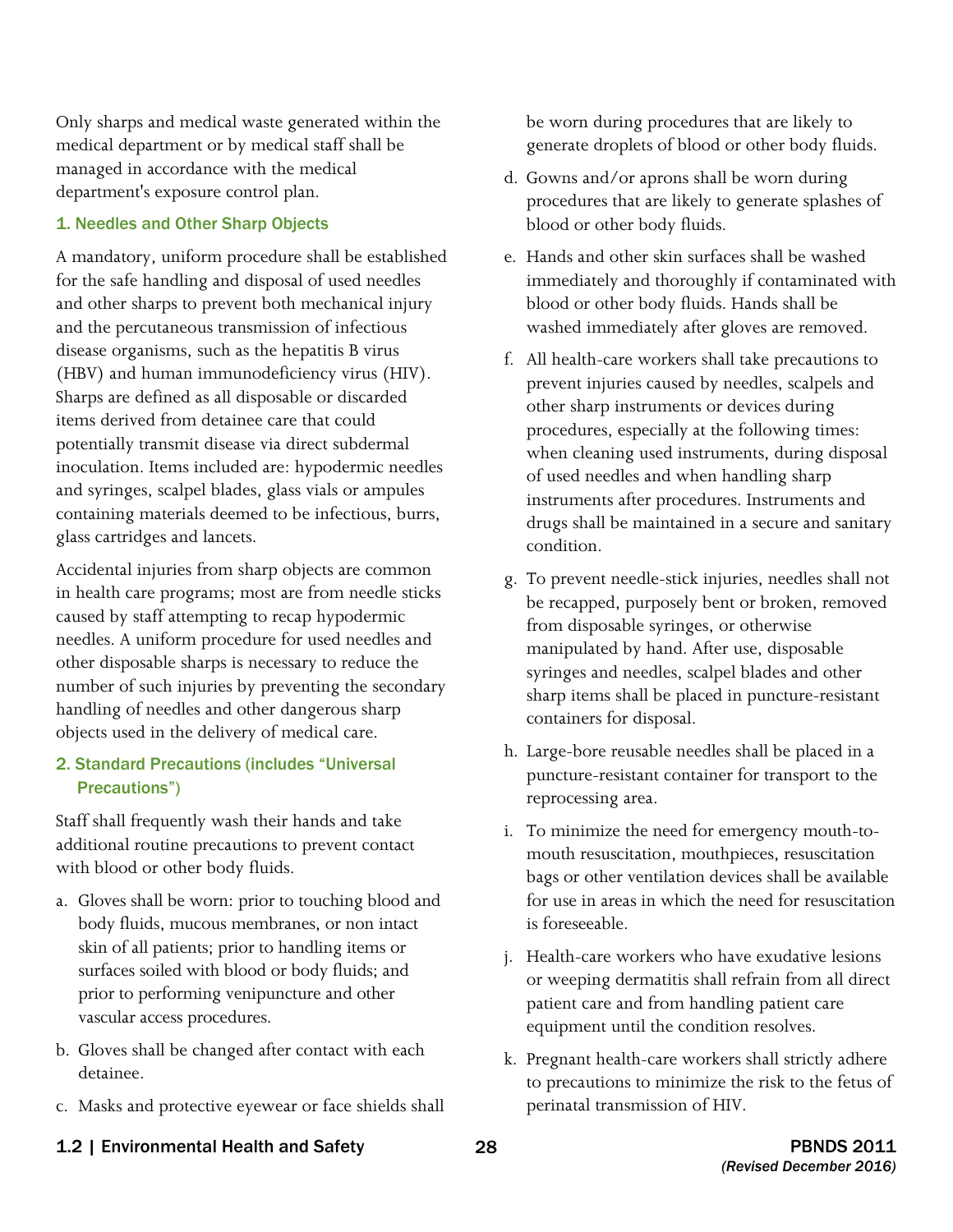Only sharps and medical waste generated within the medical department or by medical staff shall be managed in accordance with the medical department's exposure control plan.

### 1. Needles and Other Sharp Objects

A mandatory, uniform procedure shall be established for the safe handling and disposal of used needles and other sharps to prevent both mechanical injury and the percutaneous transmission of infectious disease organisms, such as the hepatitis B virus (HBV) and human immunodeficiency virus (HIV). Sharps are defined as all disposable or discarded items derived from detainee care that could potentially transmit disease via direct subdermal inoculation. Items included are: hypodermic needles and syringes, scalpel blades, glass vials or ampules containing materials deemed to be infectious, burrs, glass cartridges and lancets.

Accidental injuries from sharp objects are common in health care programs; most are from needle sticks caused by staff attempting to recap hypodermic needles. A uniform procedure for used needles and other disposable sharps is necessary to reduce the number of such injuries by preventing the secondary handling of needles and other dangerous sharp objects used in the delivery of medical care.

### 2. Standard Precautions (includes "Universal Precautions")

Staff shall frequently wash their hands and take additional routine precautions to prevent contact with blood or other body fluids.

a. Gloves shall be worn: prior to touching blood and body fluids, mucous membranes, or non intact skin of all patients; prior to handling items or surfaces soiled with blood or body fluids; and prior to performing venipuncture and other vascular access procedures.

b. Gloves shall be changed after contact with each detainee.

c. Masks and protective eyewear or face shields shall be worn during procedures that are likely to generate droplets of blood or other body fluids.

d. Gowns and/or aprons shall be worn during procedures that are likely to generate splashes of blood or other body fluids.

e. Hands and other skin surfaces shall be washed immediately and thoroughly if contaminated with blood or other body fluids. Hands shall be washed immediately after gloves are removed.

f. All health-care workers shall take precautions to prevent injuries caused by needles, scalpels and other sharp instruments or devices during procedures, especially at the following times: when cleaning used instruments, during disposal of used needles and when handling sharp instruments after procedures. Instruments and drugs shall be maintained in a secure and sanitary condition.

g. To prevent needle-stick injuries, needles shall not be recapped, purposely bent or broken, removed from disposable syringes, or otherwise manipulated by hand. After use, disposable syringes and needles, scalpel blades and other sharp items shall be placed in puncture-resistant containers for disposal.

h. Large-bore reusable needles shall be placed in a puncture-resistant container for transport to the reprocessing area.

i. To minimize the need for emergency mouth-to-mouth resuscitation, mouthpieces, resuscitation bags or other ventilation devices shall be available for use in areas in which the need for resuscitation is foreseeable.

j. Health-care workers who have exudative lesions or weeping dermatitis shall refrain from all direct patient care and from handling patient care equipment until the condition resolves.

k. Pregnant health-care workers shall strictly adhere to precautions to minimize the risk to the fetus of perinatal transmission of HIV.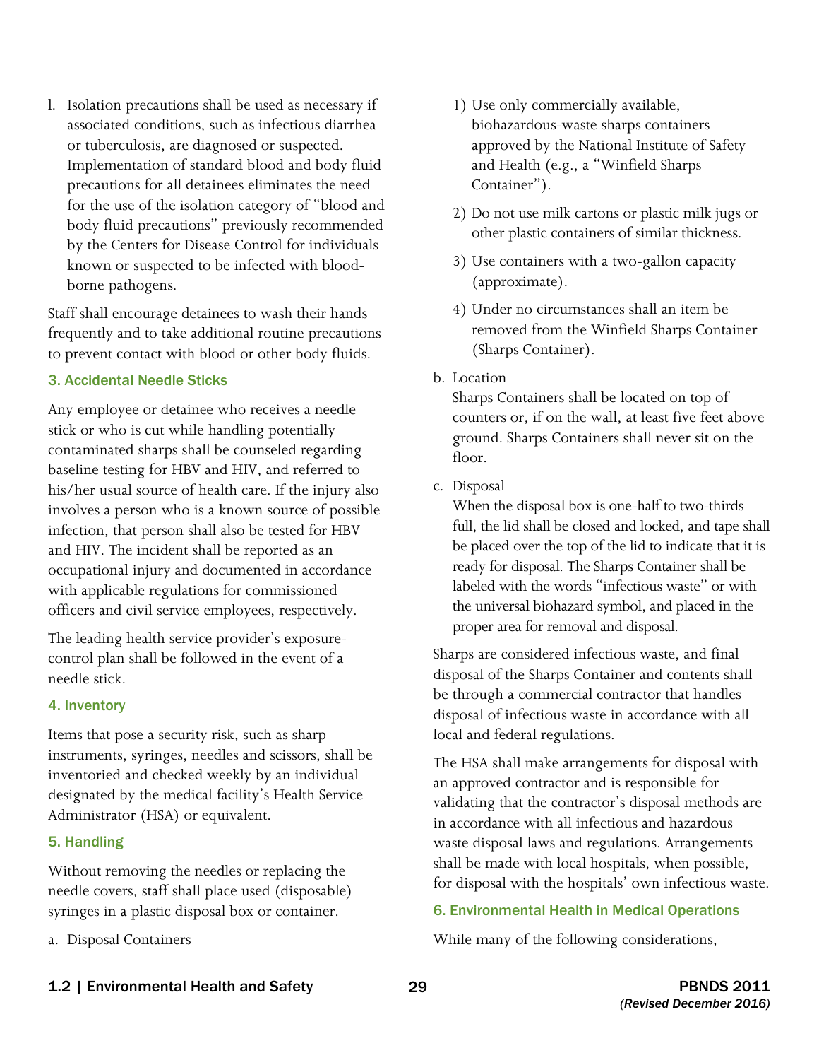l. Isolation precautions shall be used as necessary if associated conditions, such as infectious diarrhea or tuberculosis, are diagnosed or suspected. Implementation of standard blood and body fluid precautions for all detainees eliminates the need for the use of the isolation category of "blood and body fluid precautions" previously recommended by the Centers for Disease Control for individuals known or suspected to be infected with blood-borne pathogens.

Staff shall encourage detainees to wash their hands frequently and to take additional routine precautions to prevent contact with blood or other body fluids.

### 3. Accidental Needle Sticks

Any employee or detainee who receives a needle stick or who is cut while handling potentially contaminated sharps shall be counseled regarding baseline testing for HBV and HIV, and referred to his/her usual source of health care. If the injury also involves a person who is a known source of possible infection, that person shall also be tested for HBV and HIV. The incident shall be reported as an occupational injury and documented in accordance with applicable regulations for commissioned officers and civil service employees, respectively.

The leading health service provider's exposure-control plan shall be followed in the event of a needle stick.

### 4. Inventory

Items that pose a security risk, such as sharp instruments, syringes, needles and scissors, shall be inventoried and checked weekly by an individual designated by the medical facility's Health Service Administrator (HSA) or equivalent.

### 5. Handling

Without removing the needles or replacing the needle covers, staff shall place used (disposable) syringes in a plastic disposal box or container.

a. Disposal Containers

   1) Use only commercially available, biohazardous-waste sharps containers approved by the National Institute of Safety and Health (e.g., a "Winfield Sharps Container").

   2) Do not use milk cartons or plastic milk jugs or other plastic containers of similar thickness.

   3) Use containers with a two-gallon capacity (approximate).

   4) Under no circumstances shall an item be removed from the Winfield Sharps Container (Sharps Container).

b. Location

   Sharps Containers shall be located on top of counters or, if on the wall, at least five feet above ground. Sharps Containers shall never sit on the floor.

c. Disposal

   When the disposal box is one-half to two-thirds full, the lid shall be closed and locked, and tape shall be placed over the top of the lid to indicate that it is ready for disposal. The Sharps Container shall be labeled with the words "infectious waste" or with the universal biohazard symbol, and placed in the proper area for removal and disposal.

Sharps are considered infectious waste, and final disposal of the Sharps Container and contents shall be through a commercial contractor that handles disposal of infectious waste in accordance with all local and federal regulations.

The HSA shall make arrangements for disposal with an approved contractor and is responsible for validating that the contractor's disposal methods are in accordance with all infectious and hazardous waste disposal laws and regulations. Arrangements shall be made with local hospitals, when possible, for disposal with the hospitals' own infectious waste.

### 6. Environmental Health in Medical Operations

While many of the following considerations,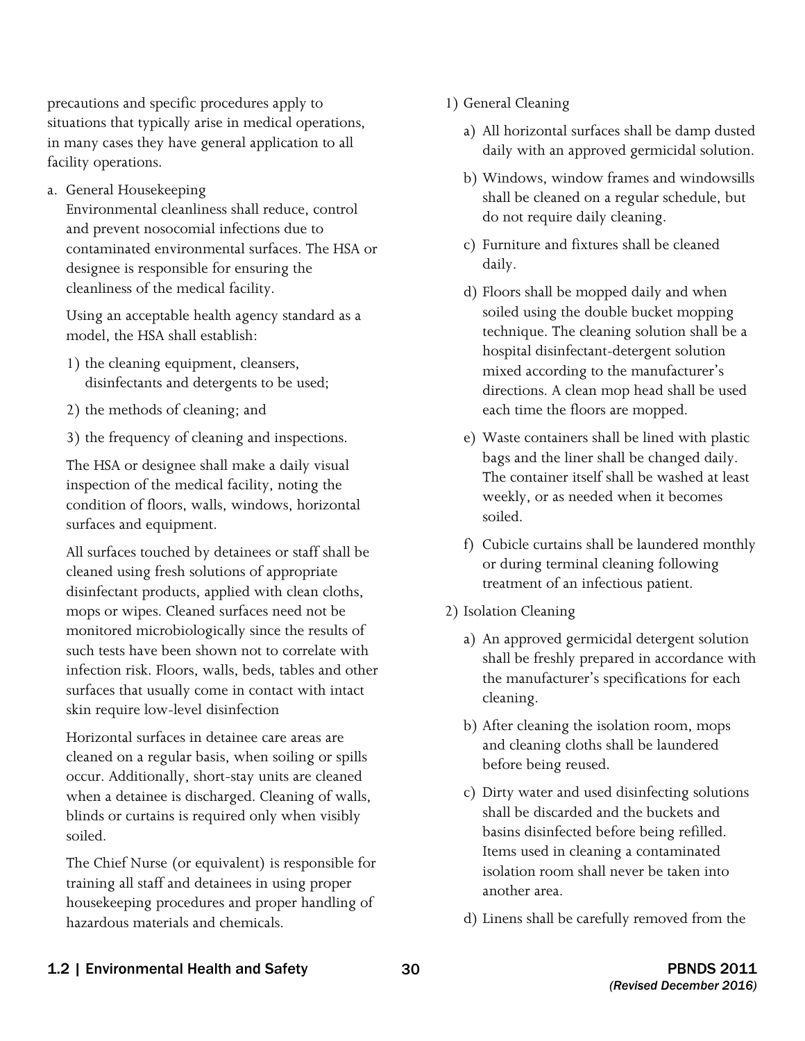precautions and specific procedures apply to situations that typically arise in medical operations, in many cases they have general application to all facility operations.

a. General Housekeeping

Environmental cleanliness shall reduce, control and prevent nosocomial infections due to contaminated environmental surfaces. The HSA or designee is responsible for ensuring the cleanliness of the medical facility.

Using an acceptable health agency standard as a model, the HSA shall establish:

1) the cleaning equipment, cleansers, disinfectants and detergents to be used;
2) the methods of cleaning; and
3) the frequency of cleaning and inspections.

The HSA or designee shall make a daily visual inspection of the medical facility, noting the condition of floors, walls, windows, horizontal surfaces and equipment.

All surfaces touched by detainees or staff shall be cleaned using fresh solutions of appropriate disinfectant products, applied with clean cloths, mops or wipes. Cleaned surfaces need not be monitored microbiologically since the results of such tests have been shown not to correlate with infection risk. Floors, walls, beds, tables and other surfaces that usually come in contact with intact skin require low-level disinfection

Horizontal surfaces in detainee care areas are cleaned on a regular basis, when soiling or spills occur. Additionally, short-stay units are cleaned when a detainee is discharged. Cleaning of walls, blinds or curtains is required only when visibly soiled.

The Chief Nurse (or equivalent) is responsible for training all staff and detainees in using proper housekeeping procedures and proper handling of hazardous materials and chemicals.

1) General Cleaning
   a) All horizontal surfaces shall be damp dusted daily with an approved germicidal solution.
   b) Windows, window frames and windowsills shall be cleaned on a regular schedule, but do not require daily cleaning.
   c) Furniture and fixtures shall be cleaned daily.
   d) Floors shall be mopped daily and when soiled using the double bucket mopping technique. The cleaning solution shall be a hospital disinfectant-detergent solution mixed according to the manufacturer's directions. A clean mop head shall be used each time the floors are mopped.
   e) Waste containers shall be lined with plastic bags and the liner shall be changed daily. The container itself shall be washed at least weekly, or as needed when it becomes soiled.
   f) Cubicle curtains shall be laundered monthly or during terminal cleaning following treatment of an infectious patient.
2) Isolation Cleaning
   a) An approved germicidal detergent solution shall be freshly prepared in accordance with the manufacturer's specifications for each cleaning.
   b) After cleaning the isolation room, mops and cleaning cloths shall be laundered before being reused.
   c) Dirty water and used disinfecting solutions shall be discarded and the buckets and basins disinfected before being refilled. Items used in cleaning a contaminated isolation room shall never be taken into another area.
   d) Linens shall be carefully removed from the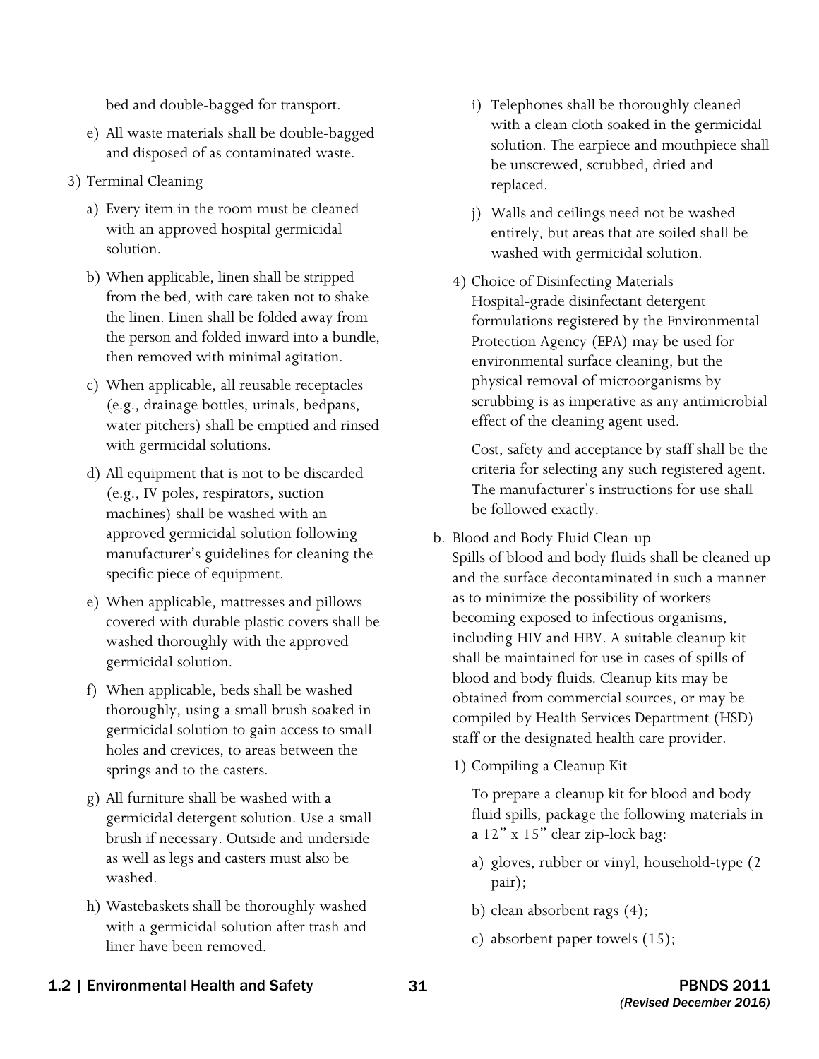bed and double-bagged for transport.

e) All waste materials shall be double-bagged and disposed of as contaminated waste.

3) Terminal Cleaning

a) Every item in the room must be cleaned with an approved hospital germicidal solution.

b) When applicable, linen shall be stripped from the bed, with care taken not to shake the linen. Linen shall be folded away from the person and folded inward into a bundle, then removed with minimal agitation.

c) When applicable, all reusable receptacles (e.g., drainage bottles, urinals, bedpans, water pitchers) shall be emptied and rinsed with germicidal solutions.

d) All equipment that is not to be discarded (e.g., IV poles, respirators, suction machines) shall be washed with an approved germicidal solution following manufacturer's guidelines for cleaning the specific piece of equipment.

e) When applicable, mattresses and pillows covered with durable plastic covers shall be washed thoroughly with the approved germicidal solution.

f) When applicable, beds shall be washed thoroughly, using a small brush soaked in germicidal solution to gain access to small holes and crevices, to areas between the springs and to the casters.

g) All furniture shall be washed with a germicidal detergent solution. Use a small brush if necessary. Outside and underside as well as legs and casters must also be washed.

h) Wastebaskets shall be thoroughly washed with a germicidal solution after trash and liner have been removed.

i) Telephones shall be thoroughly cleaned with a clean cloth soaked in the germicidal solution. The earpiece and mouthpiece shall be unscrewed, scrubbed, dried and replaced.

j) Walls and ceilings need not be washed entirely, but areas that are soiled shall be washed with germicidal solution.

4) Choice of Disinfecting Materials
Hospital-grade disinfectant detergent formulations registered by the Environmental Protection Agency (EPA) may be used for environmental surface cleaning, but the physical removal of microorganisms by scrubbing is as imperative as any antimicrobial effect of the cleaning agent used.

Cost, safety and acceptance by staff shall be the criteria for selecting any such registered agent. The manufacturer's instructions for use shall be followed exactly.

b. Blood and Body Fluid Clean-up
Spills of blood and body fluids shall be cleaned up and the surface decontaminated in such a manner as to minimize the possibility of workers becoming exposed to infectious organisms, including HIV and HBV. A suitable cleanup kit shall be maintained for use in cases of spills of blood and body fluids. Cleanup kits may be obtained from commercial sources, or may be compiled by Health Services Department (HSD) staff or the designated health care provider.

1) Compiling a Cleanup Kit

To prepare a cleanup kit for blood and body fluid spills, package the following materials in a 12" x 15" clear zip-lock bag:

a) gloves, rubber or vinyl, household-type (2 pair);

b) clean absorbent rags (4);

c) absorbent paper towels (15);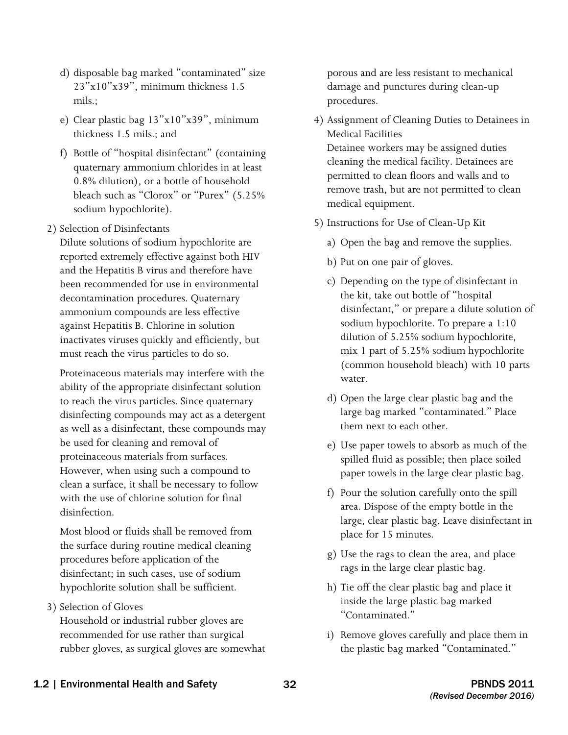d) disposable bag marked "contaminated" size 23"x10"x39", minimum thickness 1.5 mils.;

e) Clear plastic bag 13"x10"x39", minimum thickness 1.5 mils.; and

f) Bottle of "hospital disinfectant" (containing quaternary ammonium chlorides in at least 0.8% dilution), or a bottle of household bleach such as "Clorox" or "Purex" (5.25% sodium hypochlorite).

2) Selection of Disinfectants

Dilute solutions of sodium hypochlorite are reported extremely effective against both HIV and the Hepatitis B virus and therefore have been recommended for use in environmental decontamination procedures. Quaternary ammonium compounds are less effective against Hepatitis B. Chlorine in solution inactivates viruses quickly and efficiently, but must reach the virus particles to do so.

Proteinaceous materials may interfere with the ability of the appropriate disinfectant solution to reach the virus particles. Since quaternary disinfecting compounds may act as a detergent as well as a disinfectant, these compounds may be used for cleaning and removal of proteinaceous materials from surfaces. However, when using such a compound to clean a surface, it shall be necessary to follow with the use of chlorine solution for final disinfection.

Most blood or fluids shall be removed from the surface during routine medical cleaning procedures before application of the disinfectant; in such cases, use of sodium hypochlorite solution shall be sufficient.

3) Selection of Gloves

Household or industrial rubber gloves are recommended for use rather than surgical rubber gloves, as surgical gloves are somewhat porous and are less resistant to mechanical damage and punctures during clean-up procedures.

4) Assignment of Cleaning Duties to Detainees in Medical Facilities

Detainee workers may be assigned duties cleaning the medical facility. Detainees are permitted to clean floors and walls and to remove trash, but are not permitted to clean medical equipment.

5) Instructions for Use of Clean-Up Kit

a) Open the bag and remove the supplies.

b) Put on one pair of gloves.

c) Depending on the type of disinfectant in the kit, take out bottle of "hospital disinfectant," or prepare a dilute solution of sodium hypochlorite. To prepare a 1:10 dilution of 5.25% sodium hypochlorite, mix 1 part of 5.25% sodium hypochlorite (common household bleach) with 10 parts water.

d) Open the large clear plastic bag and the large bag marked "contaminated." Place them next to each other.

e) Use paper towels to absorb as much of the spilled fluid as possible; then place soiled paper towels in the large clear plastic bag.

f) Pour the solution carefully onto the spill area. Dispose of the empty bottle in the large, clear plastic bag. Leave disinfectant in place for 15 minutes.

g) Use the rags to clean the area, and place rags in the large clear plastic bag.

h) Tie off the clear plastic bag and place it inside the large plastic bag marked "Contaminated."

i) Remove gloves carefully and place them in the plastic bag marked "Contaminated."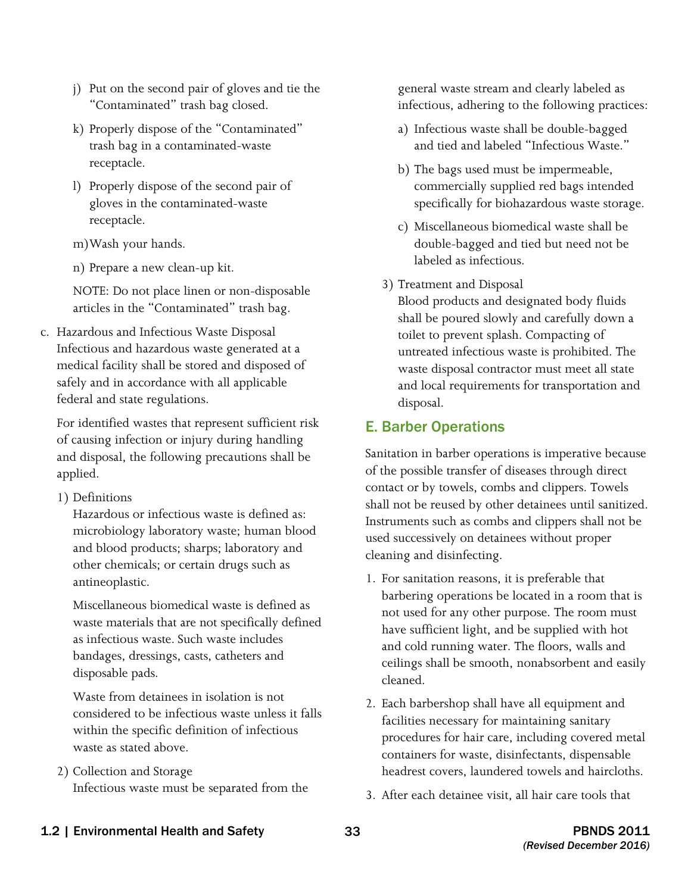j) Put on the second pair of gloves and tie the "Contaminated" trash bag closed.

k) Properly dispose of the "Contaminated" trash bag in a contaminated-waste receptacle.

l) Properly dispose of the second pair of gloves in the contaminated-waste receptacle.

m) Wash your hands.

n) Prepare a new clean-up kit.

NOTE: Do not place linen or non-disposable articles in the "Contaminated" trash bag.

c. Hazardous and Infectious Waste Disposal

Infectious and hazardous waste generated at a medical facility shall be stored and disposed of safely and in accordance with all applicable federal and state regulations.

For identified wastes that represent sufficient risk of causing infection or injury during handling and disposal, the following precautions shall be applied.

1) Definitions

Hazardous or infectious waste is defined as: microbiology laboratory waste; human blood and blood products; sharps; laboratory and other chemicals; or certain drugs such as antineoplastic.

Miscellaneous biomedical waste is defined as waste materials that are not specifically defined as infectious waste. Such waste includes bandages, dressings, casts, catheters and disposable pads.

Waste from detainees in isolation is not considered to be infectious waste unless it falls within the specific definition of infectious waste as stated above.

2) Collection and Storage

Infectious waste must be separated from the general waste stream and clearly labeled as infectious, adhering to the following practices:

a) Infectious waste shall be double-bagged and tied and labeled "Infectious Waste."

b) The bags used must be impermeable, commercially supplied red bags intended specifically for biohazardous waste storage.

c) Miscellaneous biomedical waste shall be double-bagged and tied but need not be labeled as infectious.

3) Treatment and Disposal

Blood products and designated body fluids shall be poured slowly and carefully down a toilet to prevent splash. Compacting of untreated infectious waste is prohibited. The waste disposal contractor must meet all state and local requirements for transportation and disposal.

## E. Barber Operations

Sanitation in barber operations is imperative because of the possible transfer of diseases through direct contact or by towels, combs and clippers. Towels shall not be reused by other detainees until sanitized. Instruments such as combs and clippers shall not be used successively on detainees without proper cleaning and disinfecting.

1. For sanitation reasons, it is preferable that barbering operations be located in a room that is not used for any other purpose. The room must have sufficient light, and be supplied with hot and cold running water. The floors, walls and ceilings shall be smooth, nonabsorbent and easily cleaned.

2. Each barbershop shall have all equipment and facilities necessary for maintaining sanitary procedures for hair care, including covered metal containers for waste, disinfectants, dispensable headrest covers, laundered towels and haircloths.

3. After each detainee visit, all hair care tools that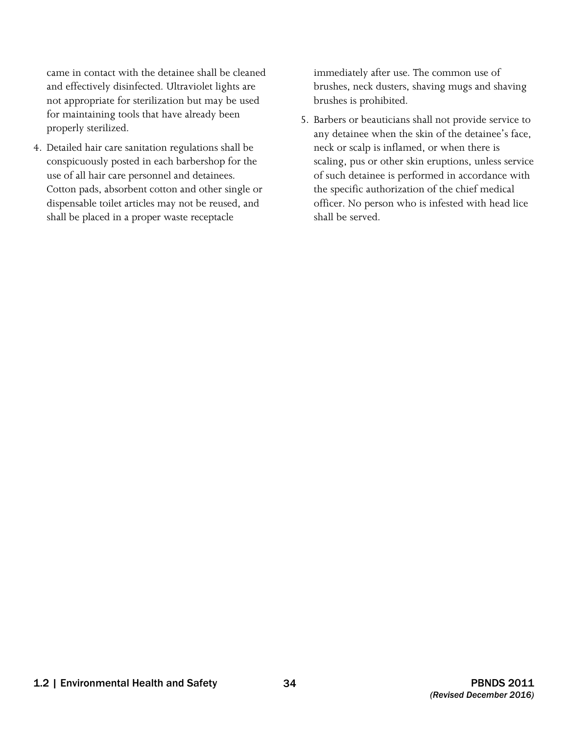came in contact with the detainee shall be cleaned and effectively disinfected. Ultraviolet lights are not appropriate for sterilization but may be used for maintaining tools that have already been properly sterilized.

4. Detailed hair care sanitation regulations shall be conspicuously posted in each barbershop for the use of all hair care personnel and detainees. Cotton pads, absorbent cotton and other single or dispensable toilet articles may not be reused, and shall be placed in a proper waste receptacle immediately after use. The common use of brushes, neck dusters, shaving mugs and shaving brushes is prohibited.

5. Barbers or beauticians shall not provide service to any detainee when the skin of the detainee's face, neck or scalp is inflamed, or when there is scaling, pus or other skin eruptions, unless service of such detainee is performed in accordance with the specific authorization of the chief medical officer. No person who is infested with head lice shall be served.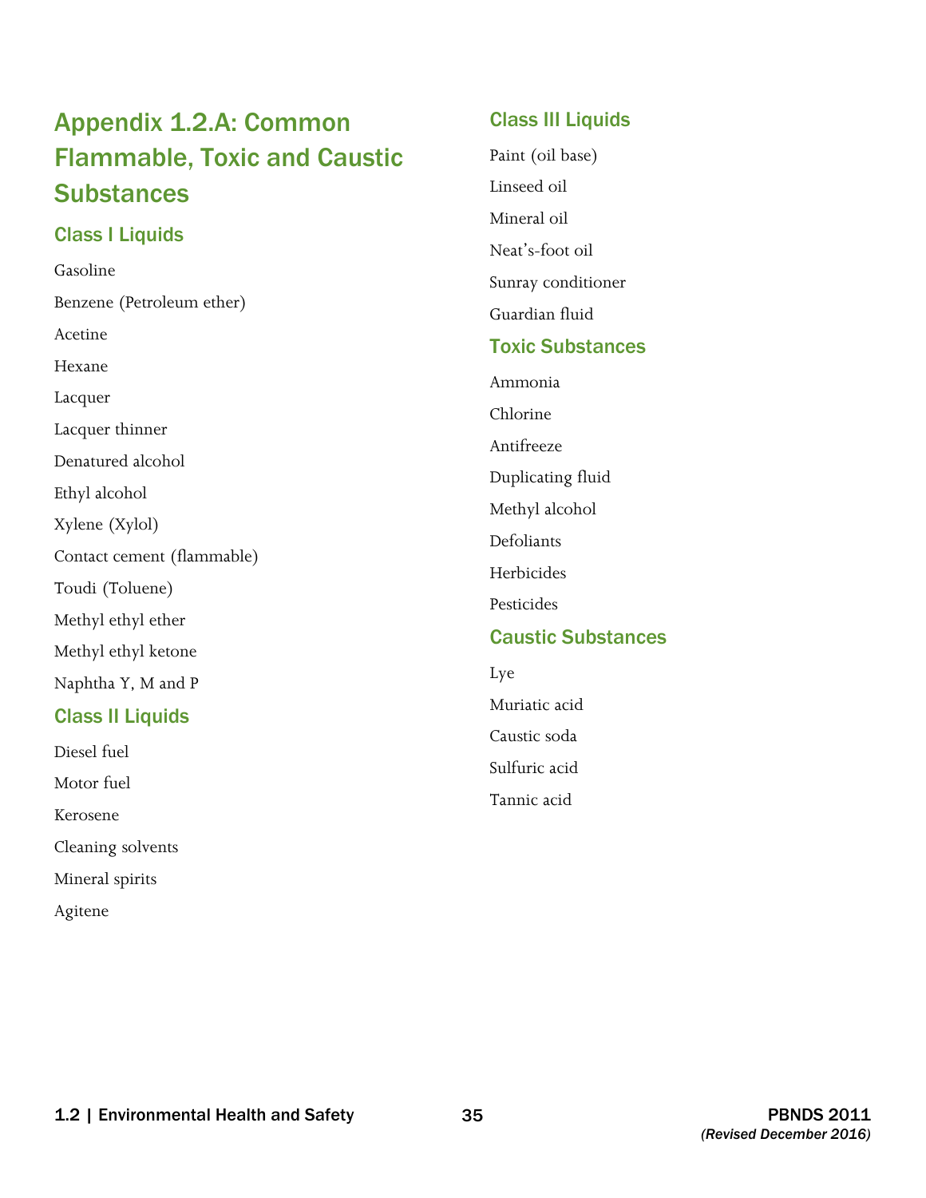# Appendix 1.2.A: Common Flammable, Toxic and Caustic Substances

## Class I Liquids

Gasoline

Benzene (Petroleum ether)

Acetine

Hexane

Lacquer

Lacquer thinner

Denatured alcohol

Ethyl alcohol

Xylene (Xylol)

Contact cement (flammable)

Toudi (Toluene)

Methyl ethyl ether

Methyl ethyl ketone

Naphtha Y, M and P

## Class II Liquids

Diesel fuel

Motor fuel

Kerosene

Cleaning solvents

Mineral spirits

Agitene

## Class III Liquids

Paint (oil base)

Linseed oil

Mineral oil

Neat's-foot oil

Sunray conditioner

Guardian fluid

## Toxic Substances

Ammonia

Chlorine

Antifreeze

Duplicating fluid

Methyl alcohol

Defoliants

Herbicides

Pesticides

## Caustic Substances

Lye

Muriatic acid

Caustic soda

Sulfuric acid

Tannic acid